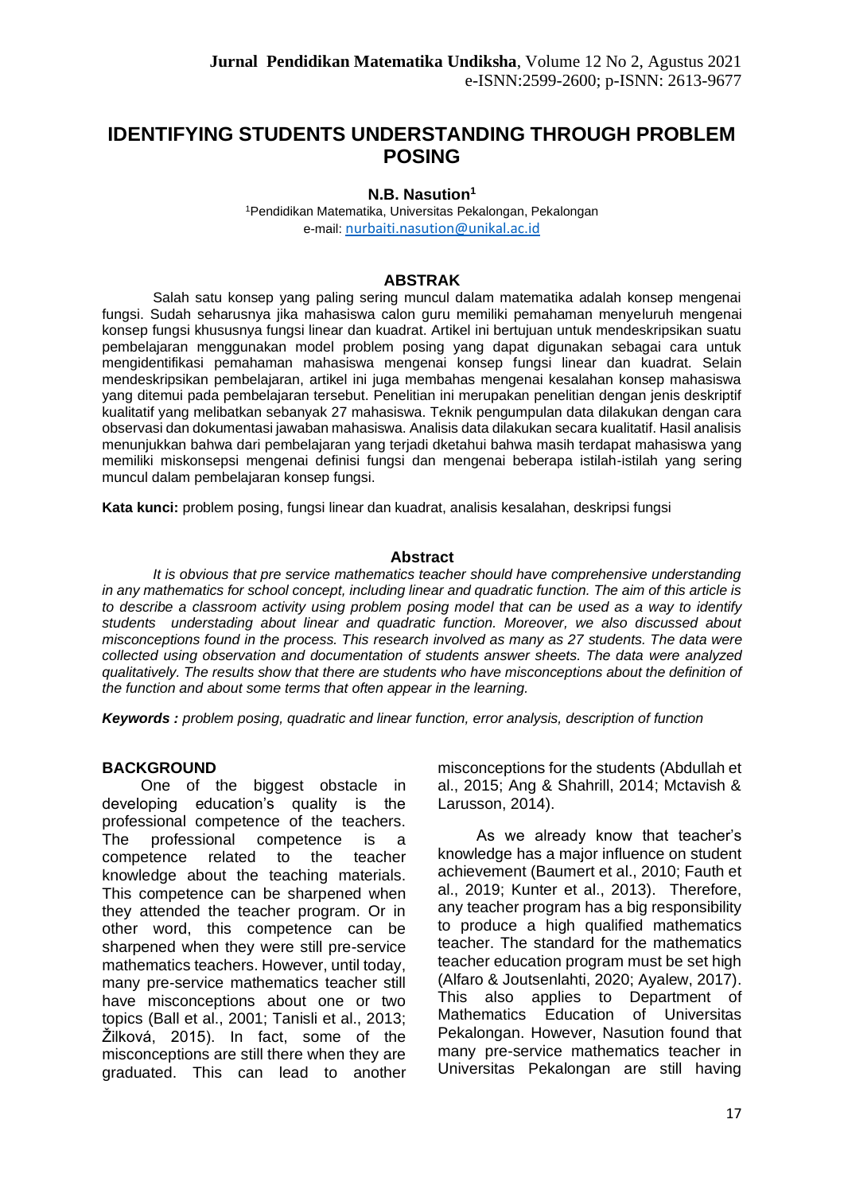# IDENTIFYING STUDENTS UNDERSTANDING THROUGH PROBLEM POSING

**N.B. Nasution[1]**

[1]Pendidikan Matematika, Universitas Pekalongan, Pekalongan
e-mail: nurbaiti.nasution@unikal.ac.id

## ABSTRAK

Salah satu konsep yang paling sering muncul dalam matematika adalah konsep mengenai fungsi. Sudah seharusnya jika mahasiswa calon guru memiliki pemahaman menyeluruh mengenai konsep fungsi khususnya fungsi linear dan kuadrat. Artikel ini bertujuan untuk mendeskripsikan suatu pembelajaran menggunakan model problem posing yang dapat digunakan sebagai cara untuk mengidentifikasi pemahaman mahasiswa mengenai konsep fungsi linear dan kuadrat. Selain mendeskripsikan pembelajaran, artikel ini juga membahas mengenai kesalahan konsep mahasiswa yang ditemui pada pembelajaran tersebut. Penelitian ini merupakan penelitian dengan jenis deskriptif kualitatif yang melibatkan sebanyak 27 mahasiswa. Teknik pengumpulan data dilakukan dengan cara observasi dan dokumentasi jawaban mahasiswa. Analisis data dilakukan secara kualitatif. Hasil analisis menunjukkan bahwa dari pembelajaran yang terjadi dketahui bahwa masih terdapat mahasiswa yang memiliki miskonsepsi mengenai definisi fungsi dan mengenai beberapa istilah-istilah yang sering muncul dalam pembelajaran konsep fungsi.

**Kata kunci:** problem posing, fungsi linear dan kuadrat, analisis kesalahan, deskripsi fungsi

## Abstract

*It is obvious that pre service mathematics teacher should have comprehensive understanding in any mathematics for school concept, including linear and quadratic function. The aim of this article is to describe a classroom activity using problem posing model that can be used as a way to identify students understading about linear and quadratic function. Moreover, we also discussed about misconceptions found in the process. This research involved as many as 27 students. The data were collected using observation and documentation of students answer sheets. The data were analyzed qualitatively. The results show that there are students who have misconceptions about the definition of the function and about some terms that often appear in the learning.*

***Keywords :*** *problem posing, quadratic and linear function, error analysis, description of function*

## BACKGROUND

One of the biggest obstacle in developing education's quality is the professional competence of the teachers. The professional competence is a competence related to the teacher knowledge about the teaching materials. This competence can be sharpened when they attended the teacher program. Or in other word, this competence can be sharpened when they were still pre-service mathematics teachers. However, until today, many pre-service mathematics teacher still have misconceptions about one or two topics (Ball et al., 2001; Tanisli et al., 2013; Žilková, 2015). In fact, some of the misconceptions are still there when they are graduated. This can lead to another misconceptions for the students (Abdullah et al., 2015; Ang & Shahrill, 2014; Mctavish & Larusson, 2014).

As we already know that teacher's knowledge has a major influence on student achievement (Baumert et al., 2010; Fauth et al., 2019; Kunter et al., 2013). Therefore, any teacher program has a big responsibility to produce a high qualified mathematics teacher. The standard for the mathematics teacher education program must be set high (Alfaro & Joutsenlahti, 2020; Ayalew, 2017). This also applies to Department of Mathematics Education of Universitas Pekalongan. However, Nasution found that many pre-service mathematics teacher in Universitas Pekalongan are still having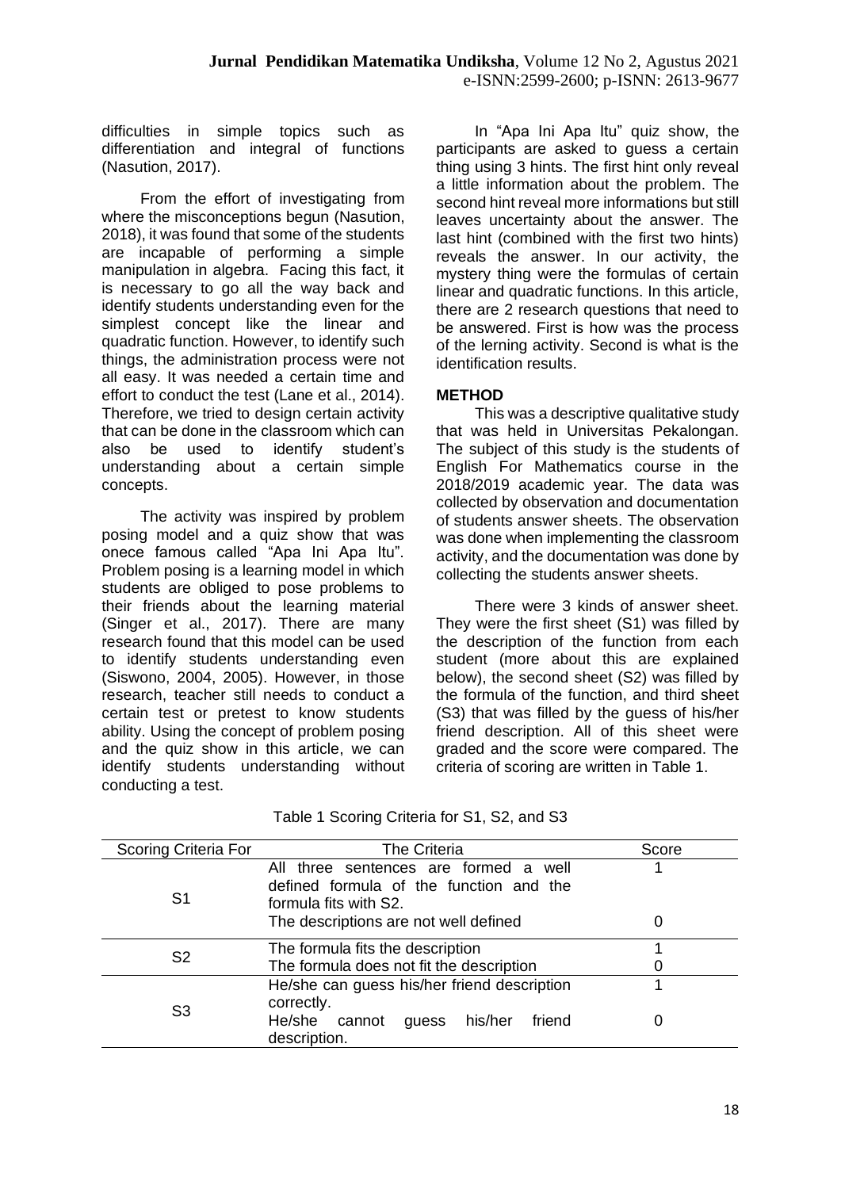difficulties in simple topics such as differentiation and integral of functions (Nasution, 2017).

From the effort of investigating from where the misconceptions begun (Nasution, 2018), it was found that some of the students are incapable of performing a simple manipulation in algebra. Facing this fact, it is necessary to go all the way back and identify students understanding even for the simplest concept like the linear and quadratic function. However, to identify such things, the administration process were not all easy. It was needed a certain time and effort to conduct the test (Lane et al., 2014). Therefore, we tried to design certain activity that can be done in the classroom which can also be used to identify student's understanding about a certain simple concepts.

The activity was inspired by problem posing model and a quiz show that was onece famous called "Apa Ini Apa Itu". Problem posing is a learning model in which students are obliged to pose problems to their friends about the learning material (Singer et al., 2017). There are many research found that this model can be used to identify students understanding even (Siswono, 2004, 2005). However, in those research, teacher still needs to conduct a certain test or pretest to know students ability. Using the concept of problem posing and the quiz show in this article, we can identify students understanding without conducting a test.

In "Apa Ini Apa Itu" quiz show, the participants are asked to guess a certain thing using 3 hints. The first hint only reveal a little information about the problem. The second hint reveal more informations but still leaves uncertainty about the answer. The last hint (combined with the first two hints) reveals the answer. In our activity, the mystery thing were the formulas of certain linear and quadratic functions. In this article, there are 2 research questions that need to be answered. First is how was the process of the lerning activity. Second is what is the identification results.

## METHOD

This was a descriptive qualitative study that was held in Universitas Pekalongan. The subject of this study is the students of English For Mathematics course in the 2018/2019 academic year. The data was collected by observation and documentation of students answer sheets. The observation was done when implementing the classroom activity, and the documentation was done by collecting the students answer sheets.

There were 3 kinds of answer sheet. They were the first sheet (S1) was filled by the description of the function from each student (more about this are explained below), the second sheet (S2) was filled by the formula of the function, and third sheet (S3) that was filled by the guess of his/her friend description. All of this sheet were graded and the score were compared. The criteria of scoring are written in Table 1.

Table 1 Scoring Criteria for S1, S2, and S3

| Scoring Criteria For | The Criteria | Score |
|---|---|---|
| S1 | All three sentences are formed a well defined formula of the function and the formula fits with S2. | 1 |
| | The descriptions are not well defined | 0 |
| S2 | The formula fits the description | 1 |
| | The formula does not fit the description | 0 |
| S3 | He/she can guess his/her friend description correctly. | 1 |
| | He/she cannot guess his/her friend description. | 0 |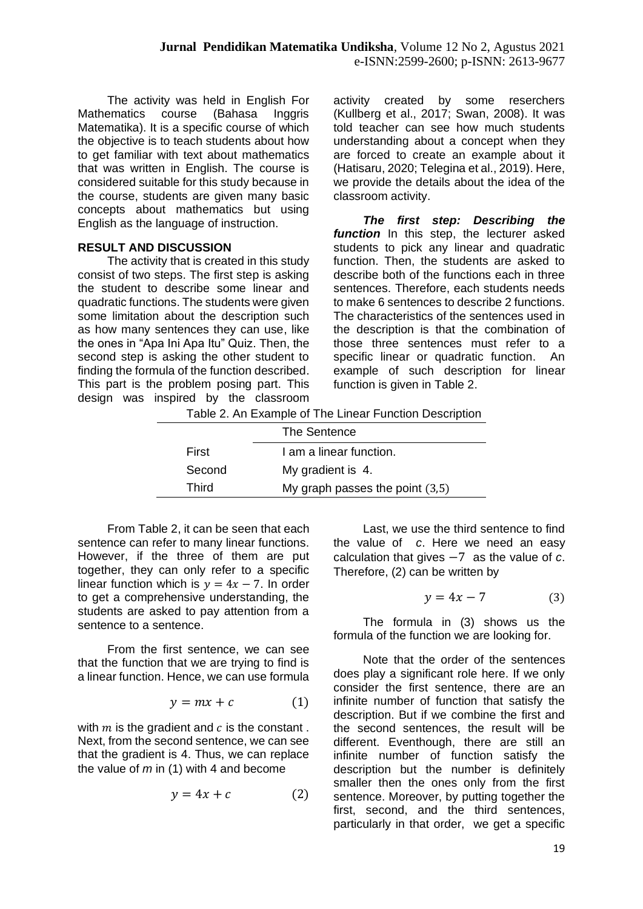The activity was held in English For Mathematics course (Bahasa Inggris Matematika). It is a specific course of which the objective is to teach students about how to get familiar with text about mathematics that was written in English. The course is considered suitable for this study because in the course, students are given many basic concepts about mathematics but using English as the language of instruction.

## RESULT AND DISCUSSION

The activity that is created in this study consist of two steps. The first step is asking the student to describe some linear and quadratic functions. The students were given some limitation about the description such as how many sentences they can use, like the ones in "Apa Ini Apa Itu" Quiz. Then, the second step is asking the other student to finding the formula of the function described. This part is the problem posing part. This design was inspired by the classroom activity created by some reserchers (Kullberg et al., 2017; Swan, 2008). It was told teacher can see how much students understanding about a concept when they are forced to create an example about it (Hatisaru, 2020; Telegina et al., 2019). Here, we provide the details about the idea of the classroom activity.

***The first step: Describing the function*** In this step, the lecturer asked students to pick any linear and quadratic function. Then, the students are asked to describe both of the functions each in three sentences. Therefore, each students needs to make 6 sentences to describe 2 functions. The characteristics of the sentences used in the description is that the combination of those three sentences must refer to a specific linear or quadratic function. An example of such description for linear function is given in Table 2.

Table 2. An Example of The Linear Function Description

| | The Sentence |
|---|---|
| First | I am a linear function. |
| Second | My gradient is 4. |
| Third | My graph passes the point $(3,5)$ |

From Table 2, it can be seen that each sentence can refer to many linear functions. However, if the three of them are put together, they can only refer to a specific linear function which is $y = 4x - 7$. In order to get a comprehensive understanding, the students are asked to pay attention from a sentence to a sentence.

From the first sentence, we can see that the function that we are trying to find is a linear function. Hence, we can use formula

$$y = mx + c \qquad (1)$$

with $m$ is the gradient and $c$ is the constant . Next, from the second sentence, we can see that the gradient is 4. Thus, we can replace the value of $m$ in (1) with 4 and become

$$y = 4x + c \qquad (2)$$

Last, we use the third sentence to find the value of $c$. Here we need an easy calculation that gives $-7$ as the value of $c$. Therefore, (2) can be written by

$$y = 4x - 7 \qquad (3)$$

The formula in (3) shows us the formula of the function we are looking for.

Note that the order of the sentences does play a significant role here. If we only consider the first sentence, there are an infinite number of function that satisfy the description. But if we combine the first and the second sentences, the result will be different. Eventhough, there are still an infinite number of function satisfy the description but the number is definitely smaller then the ones only from the first sentence. Moreover, by putting together the first, second, and the third sentences, particularly in that order, we get a specific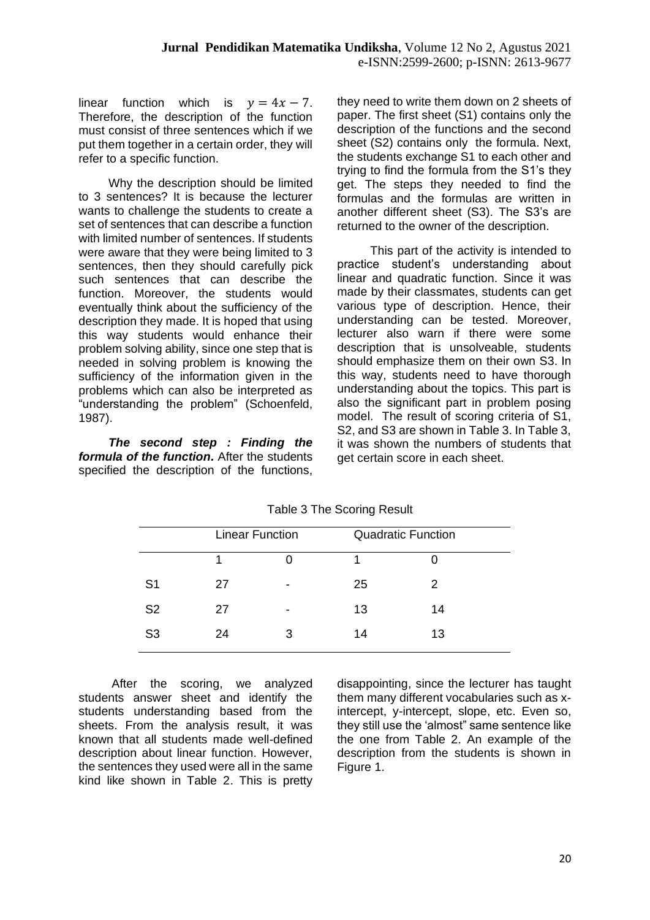linear function which is $y = 4x - 7$. Therefore, the description of the function must consist of three sentences which if we put them together in a certain order, they will refer to a specific function.

Why the description should be limited to 3 sentences? It is because the lecturer wants to challenge the students to create a set of sentences that can describe a function with limited number of sentences. If students were aware that they were being limited to 3 sentences, then they should carefully pick such sentences that can describe the function. Moreover, the students would eventually think about the sufficiency of the description they made. It is hoped that using this way students would enhance their problem solving ability, since one step that is needed in solving problem is knowing the sufficiency of the information given in the problems which can also be interpreted as "understanding the problem" (Schoenfeld, 1987).

***The second step : Finding the formula of the function.*** After the students specified the description of the functions, they need to write them down on 2 sheets of paper. The first sheet (S1) contains only the description of the functions and the second sheet (S2) contains only the formula. Next, the students exchange S1 to each other and trying to find the formula from the S1's they get. The steps they needed to find the formulas and the formulas are written in another different sheet (S3). The S3's are returned to the owner of the description.

This part of the activity is intended to practice student's understanding about linear and quadratic function. Since it was made by their classmates, students can get various type of description. Hence, their understanding can be tested. Moreover, lecturer also warn if there were some description that is unsolveable, students should emphasize them on their own S3. In this way, students need to have thorough understanding about the topics. This part is also the significant part in problem posing model. The result of scoring criteria of S1, S2, and S3 are shown in Table 3. In Table 3, it was shown the numbers of students that get certain score in each sheet.

Table 3 The Scoring Result

| | Linear Function | | Quadratic Function | |
|---|---|---|---|---|
| | 1 | 0 | 1 | 0 |
| S1 | 27 | - | 25 | 2 |
| S2 | 27 | - | 13 | 14 |
| S3 | 24 | 3 | 14 | 13 |

After the scoring, we analyzed students answer sheet and identify the students understanding based from the sheets. From the analysis result, it was known that all students made well-defined description about linear function. However, the sentences they used were all in the same kind like shown in Table 2. This is pretty disappointing, since the lecturer has taught them many different vocabularies such as x-intercept, y-intercept, slope, etc. Even so, they still use the 'almost" same sentence like the one from Table 2. An example of the description from the students is shown in Figure 1.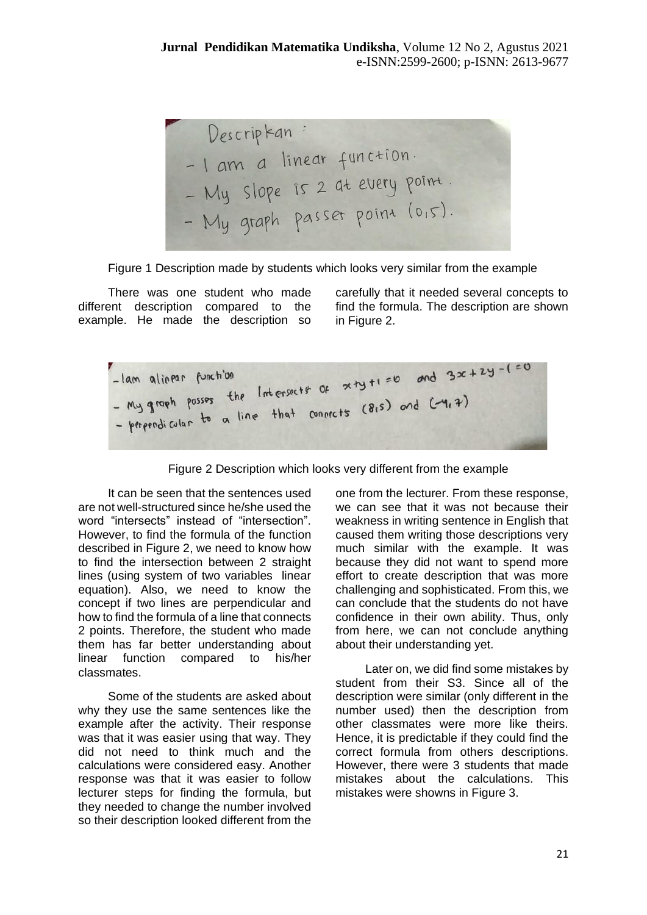Figure 1 Description made by students which looks very similar from the example

There was one student who made different description compared to the example. He made the description so carefully that it needed several concepts to find the formula. The description are shown in Figure 2.

Figure 2 Description which looks very different from the example

It can be seen that the sentences used are not well-structured since he/she used the word "intersects" instead of "intersection". However, to find the formula of the function described in Figure 2, we need to know how to find the intersection between 2 straight lines (using system of two variables linear equation). Also, we need to know the concept if two lines are perpendicular and how to find the formula of a line that connects 2 points. Therefore, the student who made them has far better understanding about linear function compared to his/her classmates.

Some of the students are asked about why they use the same sentences like the example after the activity. Their response was that it was easier using that way. They did not need to think much and the calculations were considered easy. Another response was that it was easier to follow lecturer steps for finding the formula, but they needed to change the number involved so their description looked different from the one from the lecturer. From these response, we can see that it was not because their weakness in writing sentence in English that caused them writing those descriptions very much similar with the example. It was because they did not want to spend more effort to create description that was more challenging and sophisticated. From this, we can conclude that the students do not have confidence in their own ability. Thus, only from here, we can not conclude anything about their understanding yet.

Later on, we did find some mistakes by student from their S3. Since all of the description were similar (only different in the number used) then the description from other classmates were more like theirs. Hence, it is predictable if they could find the correct formula from others descriptions. However, there were 3 students that made mistakes about the calculations. This mistakes were showns in Figure 3.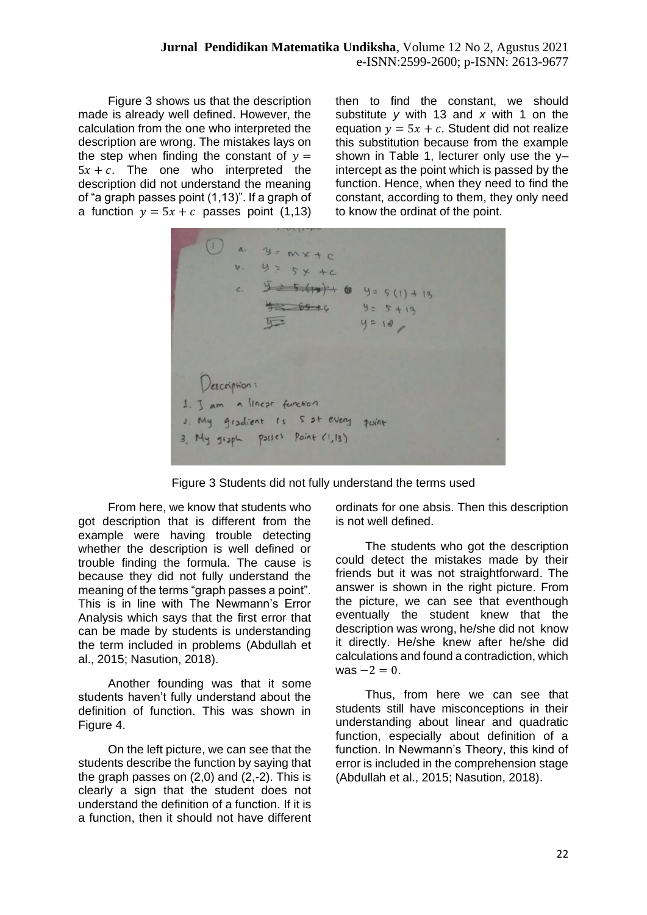Figure 3 shows us that the description made is already well defined. However, the calculation from the one who interpreted the description are wrong. The mistakes lays on the step when finding the constant of $y = 5x + c$. The one who interpreted the description did not understand the meaning of "a graph passes point (1,13)". If a graph of a function $y = 5x + c$ passes point (1,13) then to find the constant, we should substitute *y* with 13 and *x* with 1 on the equation $y = 5x + c$. Student did not realize this substitution because from the example shown in Table 1, lecturer only use the y–intercept as the point which is passed by the function. Hence, when they need to find the constant, according to them, they only need to know the ordinat of the point.

Figure 3 Students did not fully understand the terms used

From here, we know that students who got description that is different from the example were having trouble detecting whether the description is well defined or trouble finding the formula. The cause is because they did not fully understand the meaning of the terms "graph passes a point". This is in line with The Newmann's Error Analysis which says that the first error that can be made by students is understanding the term included in problems (Abdullah et al., 2015; Nasution, 2018).

Another founding was that it some students haven't fully understand about the definition of function. This was shown in Figure 4.

On the left picture, we can see that the students describe the function by saying that the graph passes on (2,0) and (2,-2). This is clearly a sign that the student does not understand the definition of a function. If it is a function, then it should not have different ordinats for one absis. Then this description is not well defined.

The students who got the description could detect the mistakes made by their friends but it was not straightforward. The answer is shown in the right picture. From the picture, we can see that eventhough eventually the student knew that the description was wrong, he/she did not know it directly. He/she knew after he/she did calculations and found a contradiction, which was $-2 = 0$.

Thus, from here we can see that students still have misconceptions in their understanding about linear and quadratic function, especially about definition of a function. In Newmann's Theory, this kind of error is included in the comprehension stage (Abdullah et al., 2015; Nasution, 2018).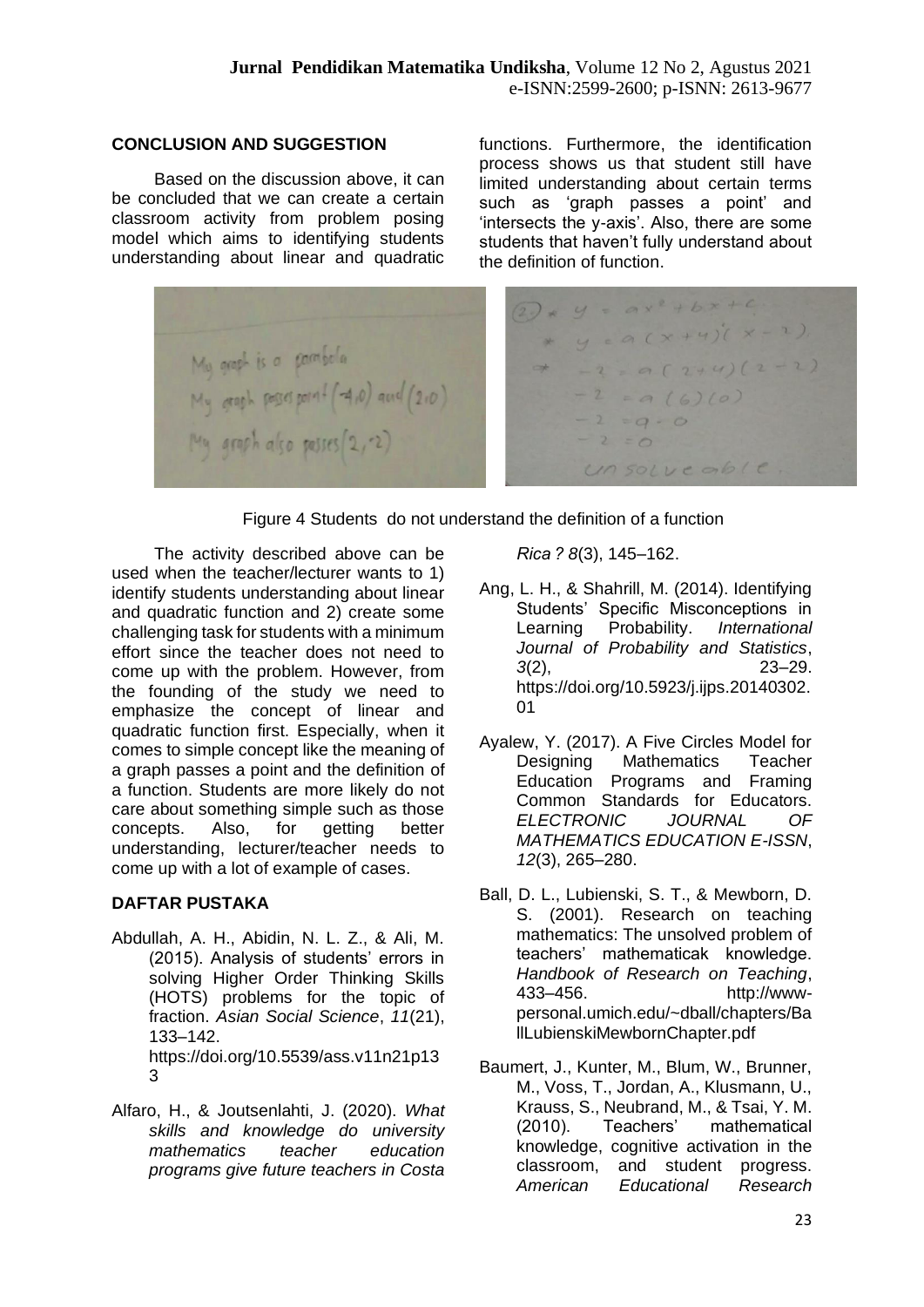## CONCLUSION AND SUGGESTION

Based on the discussion above, it can be concluded that we can create a certain classroom activity from problem posing model which aims to identifying students understanding about linear and quadratic functions. Furthermore, the identification process shows us that student still have limited understanding about certain terms such as 'graph passes a point' and 'intersects the y-axis'. Also, there are some students that haven't fully understand about the definition of function.

Figure 4 Students do not understand the definition of a function

The activity described above can be used when the teacher/lecturer wants to 1) identify students understanding about linear and quadratic function and 2) create some challenging task for students with a minimum effort since the teacher does not need to come up with the problem. However, from the founding of the study we need to emphasize the concept of linear and quadratic function first. Especially, when it comes to simple concept like the meaning of a graph passes a point and the definition of a function. Students are more likely do not care about something simple such as those concepts. Also, for getting better understanding, lecturer/teacher needs to come up with a lot of example of cases.

## DAFTAR PUSTAKA

Abdullah, A. H., Abidin, N. L. Z., & Ali, M. (2015). Analysis of students' errors in solving Higher Order Thinking Skills (HOTS) problems for the topic of fraction. *Asian Social Science*, *11*(21), 133–142. https://doi.org/10.5539/ass.v11n21p133

Alfaro, H., & Joutsenlahti, J. (2020). *What skills and knowledge do university mathematics teacher education programs give future teachers in Costa Rica ? 8*(3), 145–162.

Ang, L. H., & Shahrill, M. (2014). Identifying Students' Specific Misconceptions in Learning Probability. *International Journal of Probability and Statistics*, *3*(2), 23–29. https://doi.org/10.5923/j.ijps.20140302.01

Ayalew, Y. (2017). A Five Circles Model for Designing Mathematics Teacher Education Programs and Framing Common Standards for Educators. *ELECTRONIC JOURNAL OF MATHEMATICS EDUCATION E-ISSN*, *12*(3), 265–280.

Ball, D. L., Lubienski, S. T., & Mewborn, D. S. (2001). Research on teaching mathematics: The unsolved problem of teachers' mathematicak knowledge. *Handbook of Research on Teaching*, 433–456. http://www-personal.umich.edu/~dball/chapters/BallLubienskiMewbornChapter.pdf

Baumert, J., Kunter, M., Blum, W., Brunner, M., Voss, T., Jordan, A., Klusmann, U., Krauss, S., Neubrand, M., & Tsai, Y. M. (2010). Teachers' mathematical knowledge, cognitive activation in the classroom, and student progress. *American Educational Research*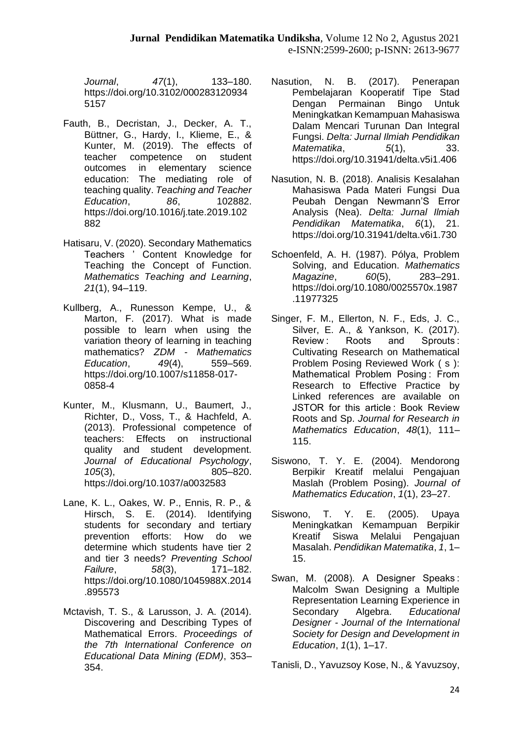*Journal*, *47*(1), 133–180. https://doi.org/10.3102/0002831209345157

Fauth, B., Decristan, J., Decker, A. T., Büttner, G., Hardy, I., Klieme, E., & Kunter, M. (2019). The effects of teacher competence on student outcomes in elementary science education: The mediating role of teaching quality. *Teaching and Teacher Education*, *86*, 102882. https://doi.org/10.1016/j.tate.2019.102882

Hatisaru, V. (2020). Secondary Mathematics Teachers ' Content Knowledge for Teaching the Concept of Function. *Mathematics Teaching and Learning*, *21*(1), 94–119.

Kullberg, A., Runesson Kempe, U., & Marton, F. (2017). What is made possible to learn when using the variation theory of learning in teaching mathematics? *ZDM - Mathematics Education*, *49*(4), 559–569. https://doi.org/10.1007/s11858-017-0858-4

Kunter, M., Klusmann, U., Baumert, J., Richter, D., Voss, T., & Hachfeld, A. (2013). Professional competence of teachers: Effects on instructional quality and student development. *Journal of Educational Psychology*, *105*(3), 805–820. https://doi.org/10.1037/a0032583

Lane, K. L., Oakes, W. P., Ennis, R. P., & Hirsch, S. E. (2014). Identifying students for secondary and tertiary prevention efforts: How do we determine which students have tier 2 and tier 3 needs? *Preventing School Failure*, *58*(3), 171–182. https://doi.org/10.1080/1045988X.2014.895573

Mctavish, T. S., & Larusson, J. A. (2014). Discovering and Describing Types of Mathematical Errors. *Proceedings of the 7th International Conference on Educational Data Mining (EDM)*, 353–354.

Nasution, N. B. (2017). Penerapan Pembelajaran Kooperatif Tipe Stad Dengan Permainan Bingo Untuk Meningkatkan Kemampuan Mahasiswa Dalam Mencari Turunan Dan Integral Fungsi. *Delta: Jurnal Ilmiah Pendidikan Matematika*, *5*(1), 33. https://doi.org/10.31941/delta.v5i1.406

Nasution, N. B. (2018). Analisis Kesalahan Mahasiswa Pada Materi Fungsi Dua Peubah Dengan Newmann'S Error Analysis (Nea). *Delta: Jurnal Ilmiah Pendidikan Matematika*, *6*(1), 21. https://doi.org/10.31941/delta.v6i1.730

Schoenfeld, A. H. (1987). Pólya, Problem Solving, and Education. *Mathematics Magazine*, *60*(5), 283–291. https://doi.org/10.1080/0025570x.1987.11977325

Singer, F. M., Ellerton, N. F., Eds, J. C., Silver, E. A., & Yankson, K. (2017). Review : Roots and Sprouts : Cultivating Research on Mathematical Problem Posing Reviewed Work ( s ): Mathematical Problem Posing : From Research to Effective Practice by Linked references are available on JSTOR for this article : Book Review Roots and Sp. *Journal for Research in Mathematics Education*, *48*(1), 111–115.

Siswono, T. Y. E. (2004). Mendorong Berpikir Kreatif melalui Pengajuan Maslah (Problem Posing). *Journal of Mathematics Education*, *1*(1), 23–27.

Siswono, T. Y. E. (2005). Upaya Meningkatkan Kemampuan Berpikir Kreatif Siswa Melalui Pengajuan Masalah. *Pendidikan Matematika*, *1*, 1–15.

Swan, M. (2008). A Designer Speaks : Malcolm Swan Designing a Multiple Representation Learning Experience in Secondary Algebra. *Educational Designer - Journal of the International Society for Design and Development in Education*, *1*(1), 1–17.

Tanisli, D., Yavuzsoy Kose, N., & Yavuzsoy,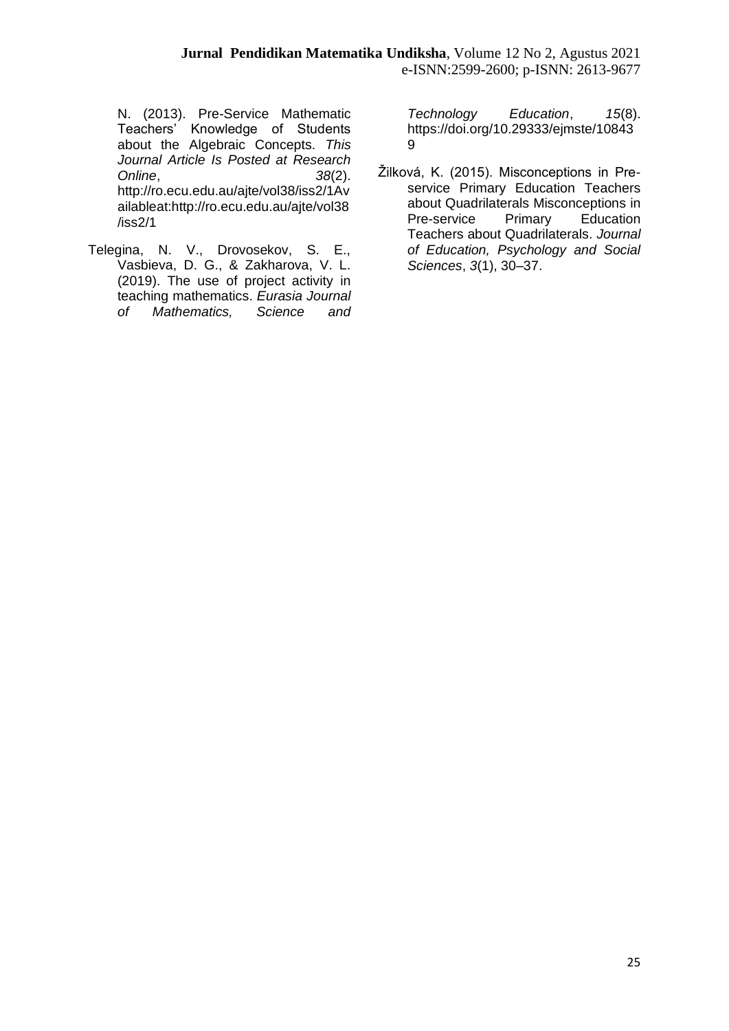N. (2013). Pre-Service Mathematic Teachers' Knowledge of Students about the Algebraic Concepts. *This Journal Article Is Posted at Research Online*, *38*(2). http://ro.ecu.edu.au/ajte/vol38/iss2/1Availableat:http://ro.ecu.edu.au/ajte/vol38/iss2/1

Telegina, N. V., Drovosekov, S. E., Vasbieva, D. G., & Zakharova, V. L. (2019). The use of project activity in teaching mathematics. *Eurasia Journal of Mathematics, Science and Technology Education*, *15*(8). https://doi.org/10.29333/ejmste/108439

Žilková, K. (2015). Misconceptions in Pre-service Primary Education Teachers about Quadrilaterals Misconceptions in Pre-service Primary Education Teachers about Quadrilaterals. *Journal of Education, Psychology and Social Sciences*, *3*(1), 30–37.